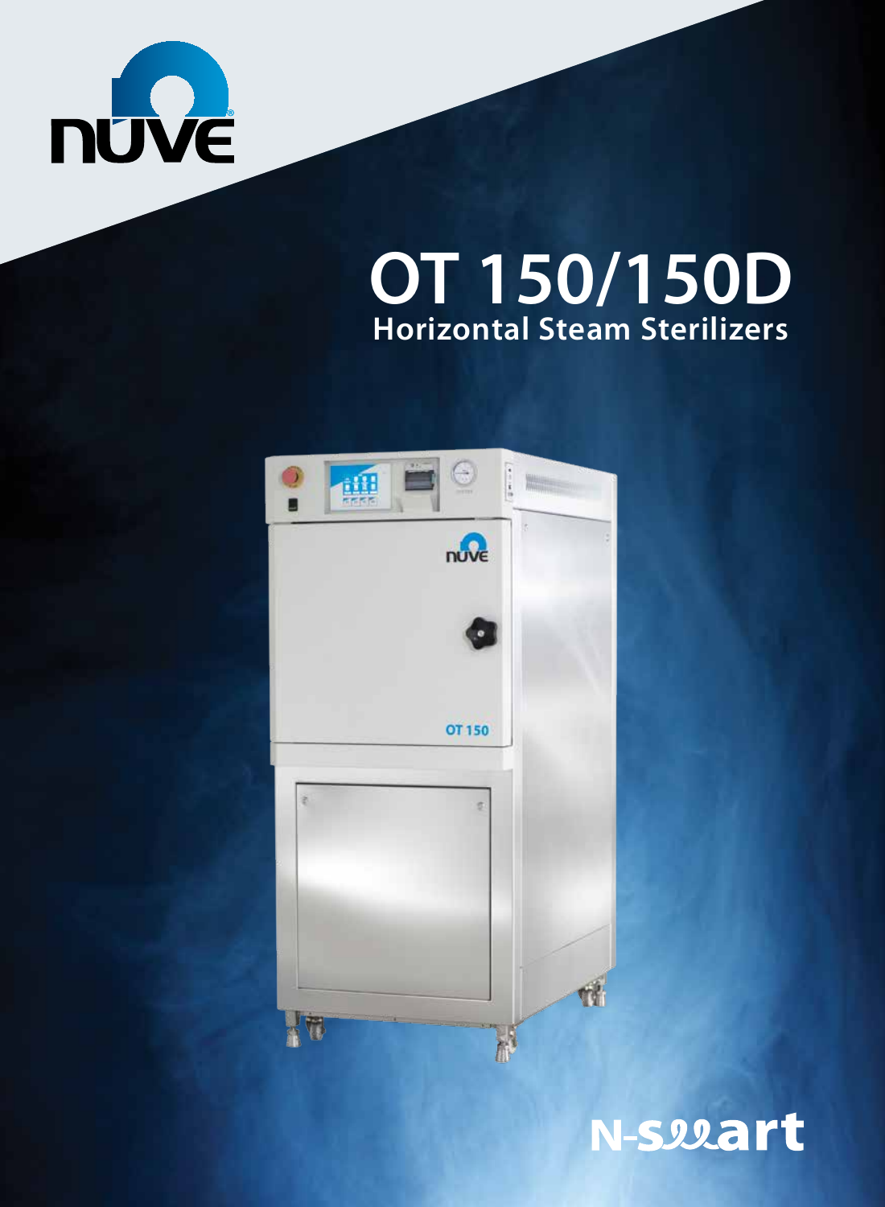nüve

# OT 150/150D

## Horizontal Steam Sterilizers

N-smart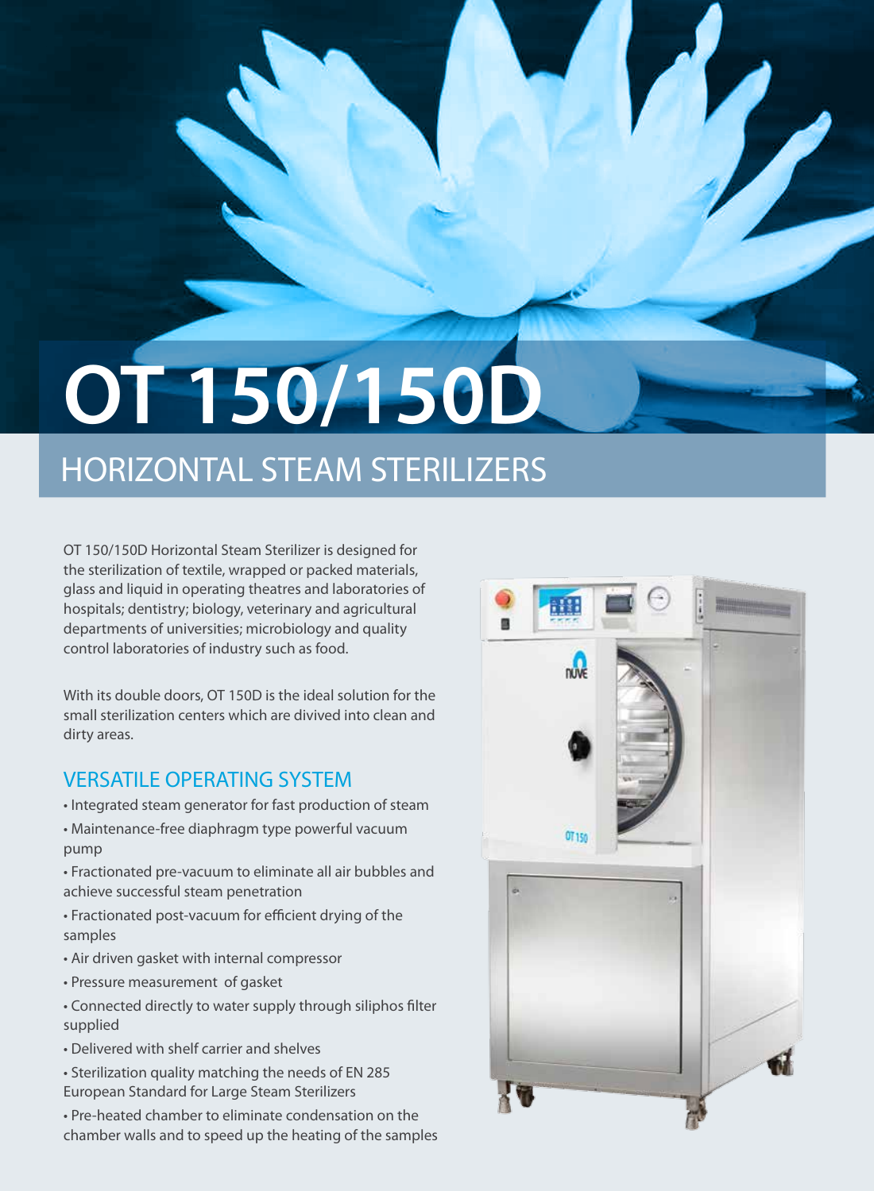# OT 150/150D

## HORIZONTAL STEAM STERILIZERS

OT 150/150D Horizontal Steam Sterilizer is designed for the sterilization of textile, wrapped or packed materials, glass and liquid in operating theatres and laboratories of hospitals; dentistry; biology, veterinary and agricultural departments of universities; microbiology and quality control laboratories of industry such as food.

With its double doors, OT 150D is the ideal solution for the small sterilization centers which are divived into clean and dirty areas.

### VERSATILE OPERATING SYSTEM

- Integrated steam generator for fast production of steam
- Maintenance-free diaphragm type powerful vacuum pump
- Fractionated pre-vacuum to eliminate all air bubbles and achieve successful steam penetration
- Fractionated post-vacuum for efficient drying of the samples
- Air driven gasket with internal compressor
- Pressure measurement of gasket
- Connected directly to water supply through siliphos filter supplied
- Delivered with shelf carrier and shelves
- Sterilization quality matching the needs of EN 285 European Standard for Large Steam Sterilizers
- Pre-heated chamber to eliminate condensation on the chamber walls and to speed up the heating of the samples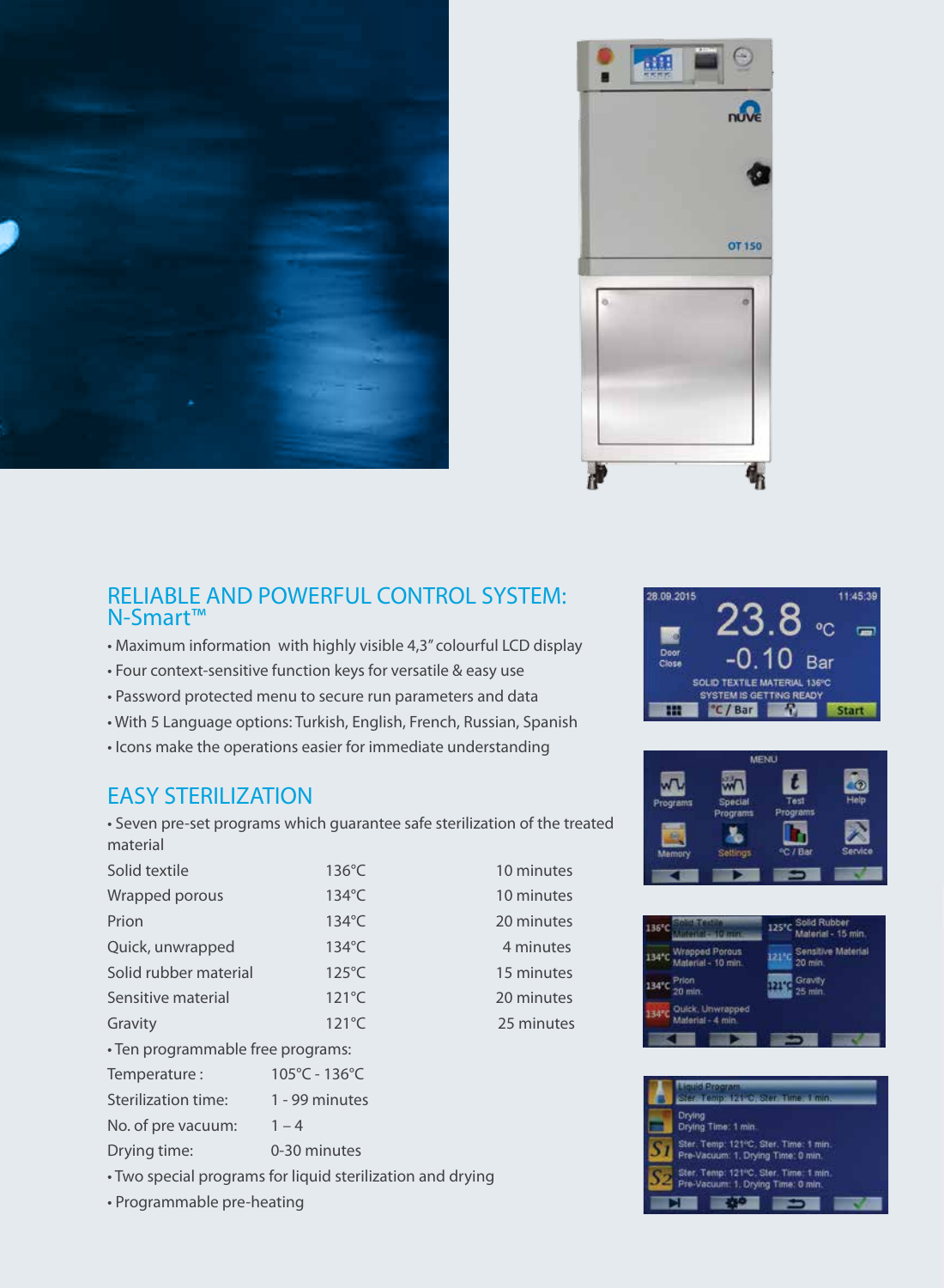## RELIABLE AND POWERFUL CONTROL SYSTEM: N-Smart™

- Maximum information with highly visible 4,3" colourful LCD display
- Four context-sensitive function keys for versatile & easy use
- Password protected menu to secure run parameters and data
- With 5 Language options: Turkish, English, French, Russian, Spanish
- Icons make the operations easier for immediate understanding

## EASY STERILIZATION

- Seven pre-set programs which guarantee safe sterilization of the treated material

| | | |
|---|---|---|
| Solid textile | 136°C | 10 minutes |
| Wrapped porous | 134°C | 10 minutes |
| Prion | 134°C | 20 minutes |
| Quick, unwrapped | 134°C | 4 minutes |
| Solid rubber material | 125°C | 15 minutes |
| Sensitive material | 121°C | 20 minutes |
| Gravity | 121°C | 25 minutes |

- Ten programmable free programs:

| | |
|---|---|
| Temperature : | 105°C - 136°C |
| Sterilization time: | 1 - 99 minutes |
| No. of pre vacuum: | 1 – 4 |
| Drying time: | 0-30 minutes |

- Two special programs for liquid sterilization and drying
- Programmable pre-heating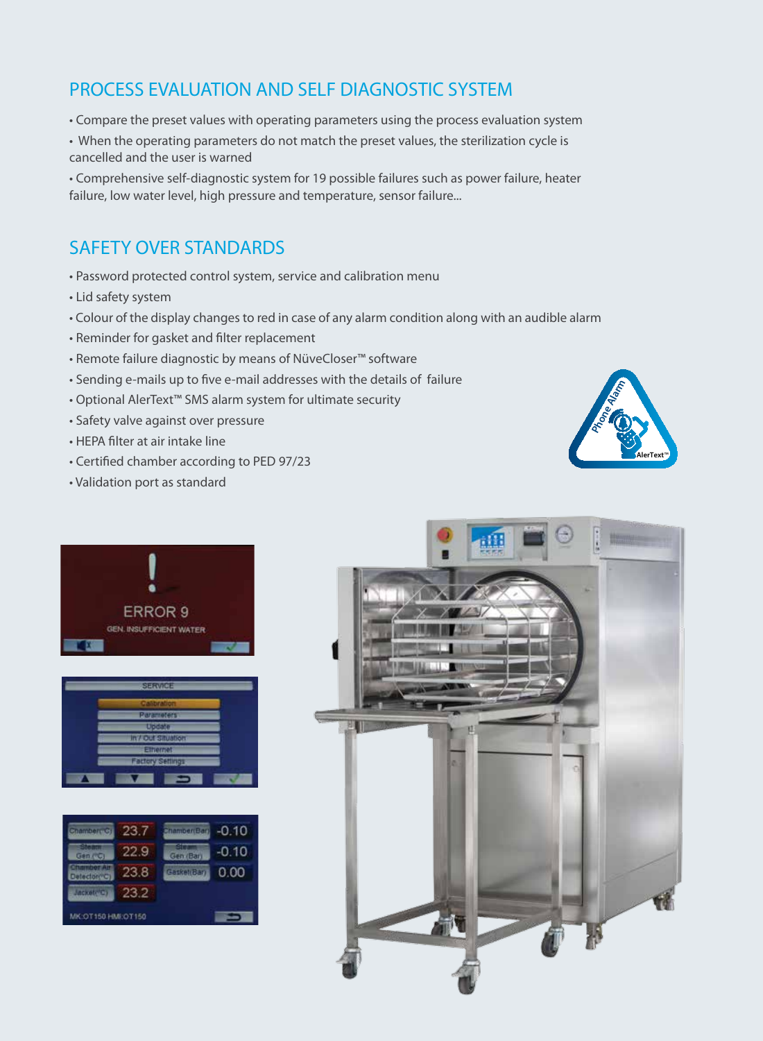## PROCESS EVALUATION AND SELF DIAGNOSTIC SYSTEM

- Compare the preset values with operating parameters using the process evaluation system
- When the operating parameters do not match the preset values, the sterilization cycle is cancelled and the user is warned
- Comprehensive self-diagnostic system for 19 possible failures such as power failure, heater failure, low water level, high pressure and temperature, sensor failure...

## SAFETY OVER STANDARDS

- Password protected control system, service and calibration menu
- Lid safety system
- Colour of the display changes to red in case of any alarm condition along with an audible alarm
- Reminder for gasket and filter replacement
- Remote failure diagnostic by means of NüveCloser™ software
- Sending e-mails up to five e-mail addresses with the details of failure
- Optional AlerText™ SMS alarm system for ultimate security
- Safety valve against over pressure
- HEPA filter at air intake line
- Certified chamber according to PED 97/23
- Validation port as standard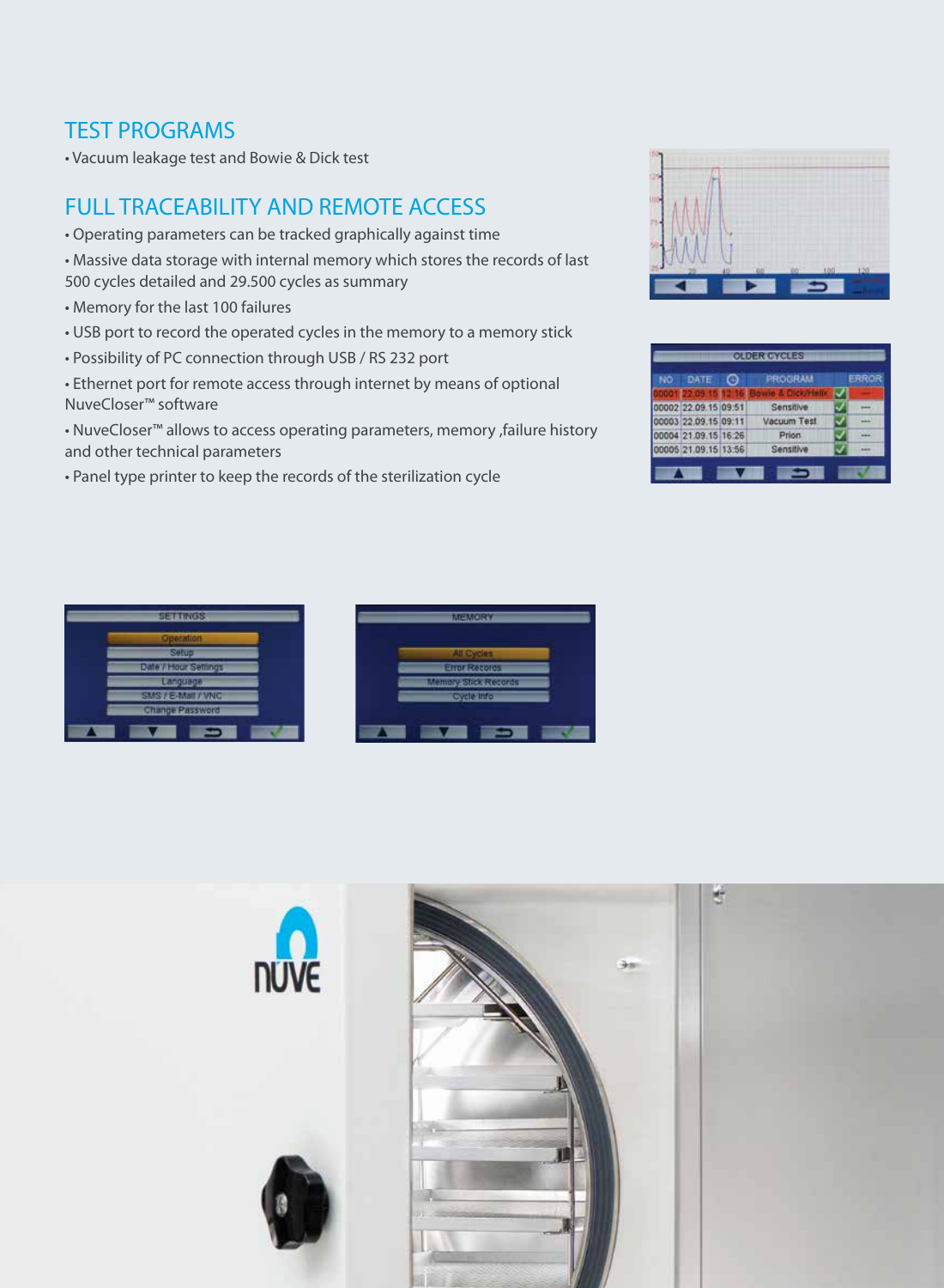## TEST PROGRAMS

- Vacuum leakage test and Bowie & Dick test

## FULL TRACEABILITY AND REMOTE ACCESS

- Operating parameters can be tracked graphically against time
- Massive data storage with internal memory which stores the records of last 500 cycles detailed and 29.500 cycles as summary
- Memory for the last 100 failures
- USB port to record the operated cycles in the memory to a memory stick
- Possibility of PC connection through USB / RS 232 port
- Ethernet port for remote access through internet by means of optional NuveCloser™ software
- NuveCloser™ allows to access operating parameters, memory ,failure history and other technical parameters
- Panel type printer to keep the records of the sterilization cycle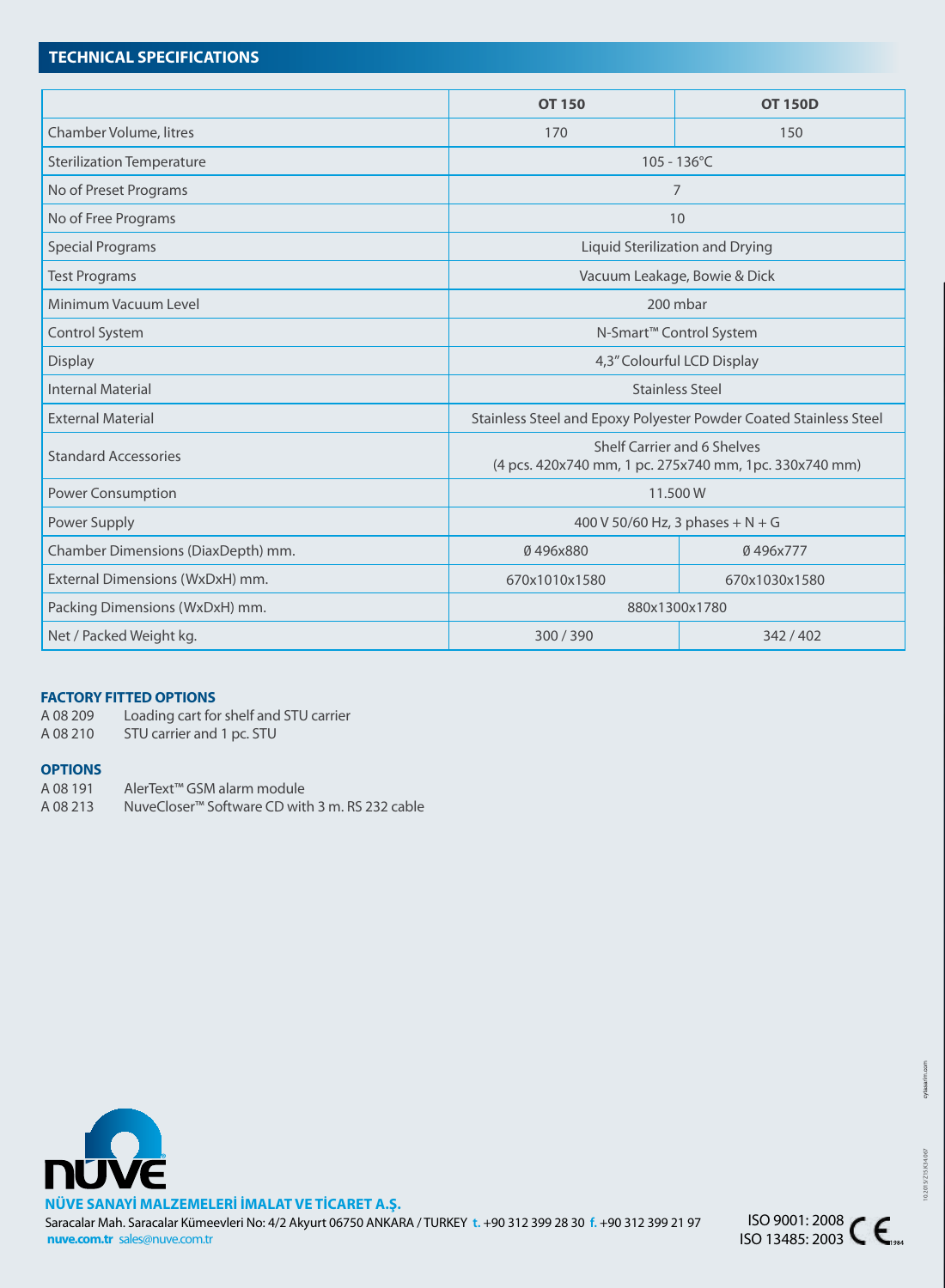## TECHNICAL SPECIFICATIONS

| | OT 150 | OT 150D |
|---|---|---|
| Chamber Volume, litres | 170 | 150 |
| Sterilization Temperature | 105 - 136°C | |
| No of Preset Programs | 7 | |
| No of Free Programs | 10 | |
| Special Programs | Liquid Sterilization and Drying | |
| Test Programs | Vacuum Leakage, Bowie & Dick | |
| Minimum Vacuum Level | 200 mbar | |
| Control System | N-Smart™ Control System | |
| Display | 4,3" Colourful LCD Display | |
| Internal Material | Stainless Steel | |
| External Material | Stainless Steel and Epoxy Polyester Powder Coated Stainless Steel | |
| Standard Accessories | Shelf Carrier and 6 Shelves (4 pcs. 420x740 mm, 1 pc. 275x740 mm, 1pc. 330x740 mm) | |
| Power Consumption | 11.500 W | |
| Power Supply | 400 V 50/60 Hz, 3 phases + N + G | |
| Chamber Dimensions (DiaxDepth) mm. | Ø 496x880 | Ø 496x777 |
| External Dimensions (WxDxH) mm. | 670x1010x1580 | 670x1030x1580 |
| Packing Dimensions (WxDxH) mm. | 880x1300x1780 | |
| Net / Packed Weight kg. | 300 / 390 | 342 / 402 |

### FACTORY FITTED OPTIONS

A 08 209 Loading cart for shelf and STU carrier
A 08 210 STU carrier and 1 pc. STU

### OPTIONS

A 08 191 AlerText™ GSM alarm module
A 08 213 NuveCloser™ Software CD with 3 m. RS 232 cable

**NÜVE SANAYİ MALZEMELERİ İMALAT VE TİCARET A.Ş.**
Saracalar Mah. Saracalar Kümeevleri No: 4/2 Akyurt 06750 ANKARA / TURKEY **t.** +90 312 399 28 30 **f.** +90 312 399 21 97
**nuve.com.tr** sales@nuve.com.tr

ISO 9001: 2008
ISO 13485: 2003